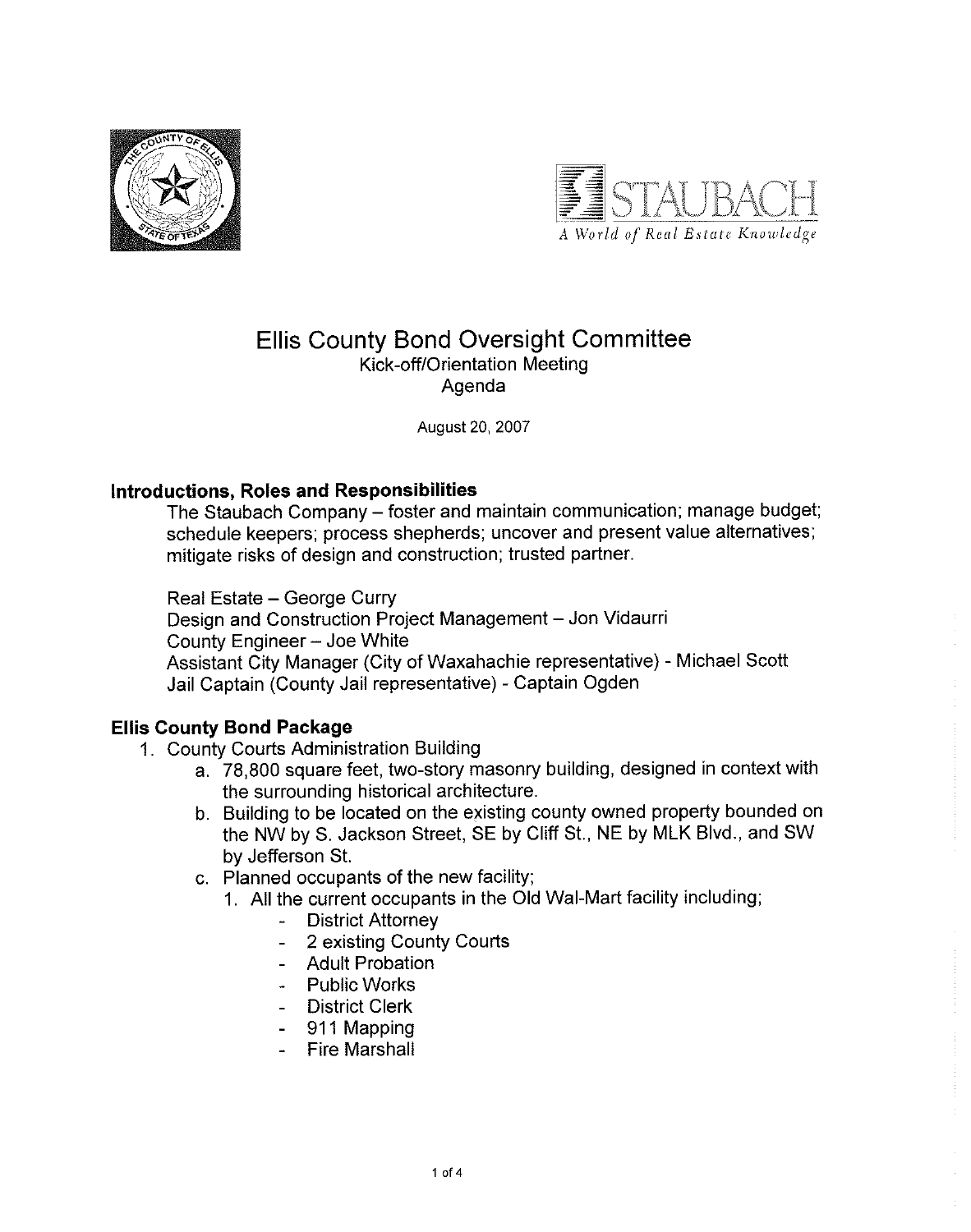# Ellis County Bond Oversight Committee

Kick-off/Orientation Meeting

Agenda

August 20, 2007

## Introductions, Roles and Responsibilities

The Staubach Company – foster and maintain communication; manage budget; schedule keepers; process shepherds; uncover and present value alternatives; mitigate risks of design and construction; trusted partner.

Real Estate – George Curry
Design and Construction Project Management – Jon Vidaurri
County Engineer – Joe White
Assistant City Manager (City of Waxahachie representative) - Michael Scott
Jail Captain (County Jail representative) - Captain Ogden

## Ellis County Bond Package

1. County Courts Administration Building
   a. 78,800 square feet, two-story masonry building, designed in context with the surrounding historical architecture.
   b. Building to be located on the existing county owned property bounded on the NW by S. Jackson Street, SE by Cliff St., NE by MLK Blvd., and SW by Jefferson St.
   c. Planned occupants of the new facility;
      1. All the current occupants in the Old Wal-Mart facility including;
         - District Attorney
         - 2 existing County Courts
         - Adult Probation
         - Public Works
         - District Clerk
         - 911 Mapping
         - Fire Marshall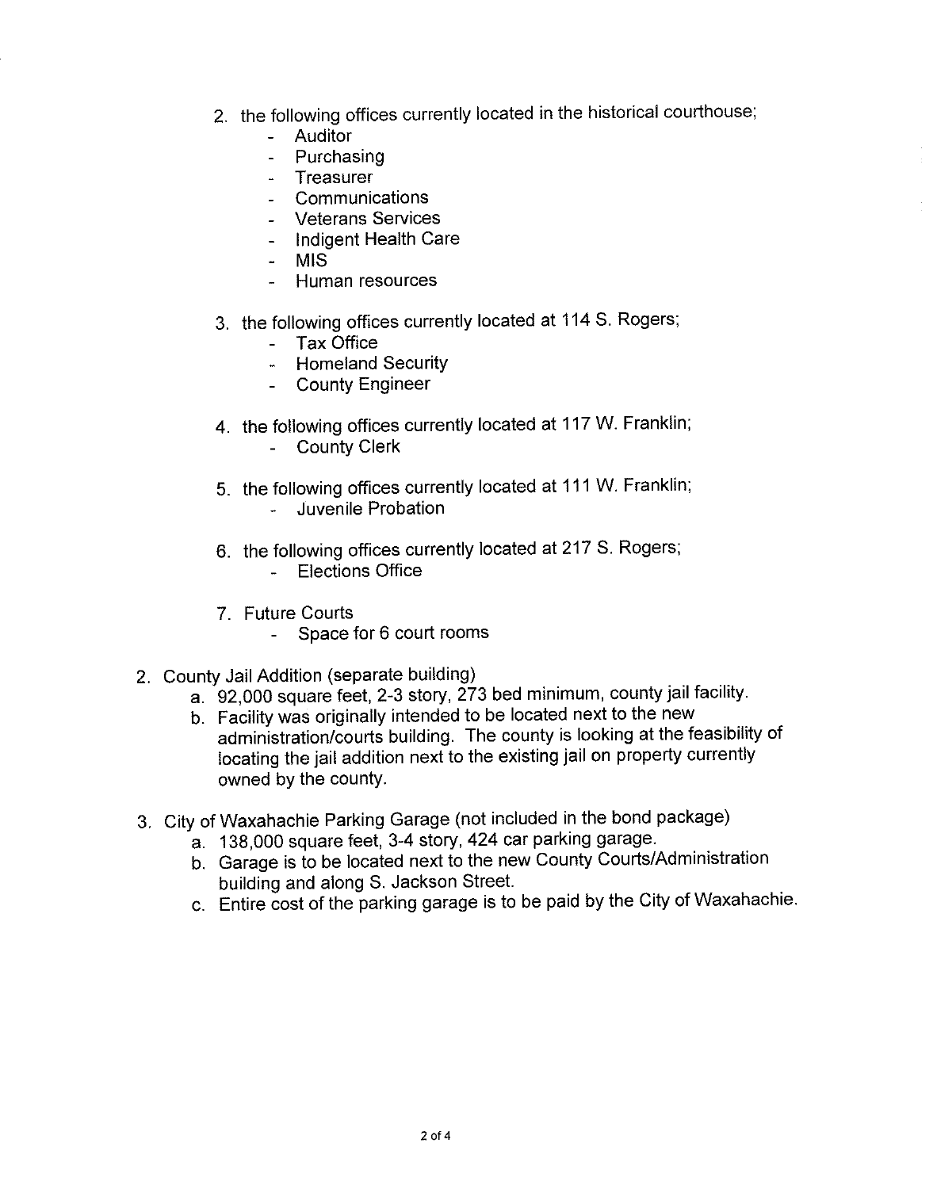2. the following offices currently located in the historical courthouse;
    - Auditor
    - Purchasing
    - Treasurer
    - Communications
    - Veterans Services
    - Indigent Health Care
    - MIS
    - Human resources

3. the following offices currently located at 114 S. Rogers;
    - Tax Office
    - Homeland Security
    - County Engineer

4. the following offices currently located at 117 W. Franklin;
    - County Clerk

5. the following offices currently located at 111 W. Franklin;
    - Juvenile Probation

6. the following offices currently located at 217 S. Rogers;
    - Elections Office

7. Future Courts
    - Space for 6 court rooms

2. County Jail Addition (separate building)
    a. 92,000 square feet, 2-3 story, 273 bed minimum, county jail facility.
    b. Facility was originally intended to be located next to the new administration/courts building. The county is looking at the feasibility of locating the jail addition next to the existing jail on property currently owned by the county.

3. City of Waxahachie Parking Garage (not included in the bond package)
    a. 138,000 square feet, 3-4 story, 424 car parking garage.
    b. Garage is to be located next to the new County Courts/Administration building and along S. Jackson Street.
    c. Entire cost of the parking garage is to be paid by the City of Waxahachie.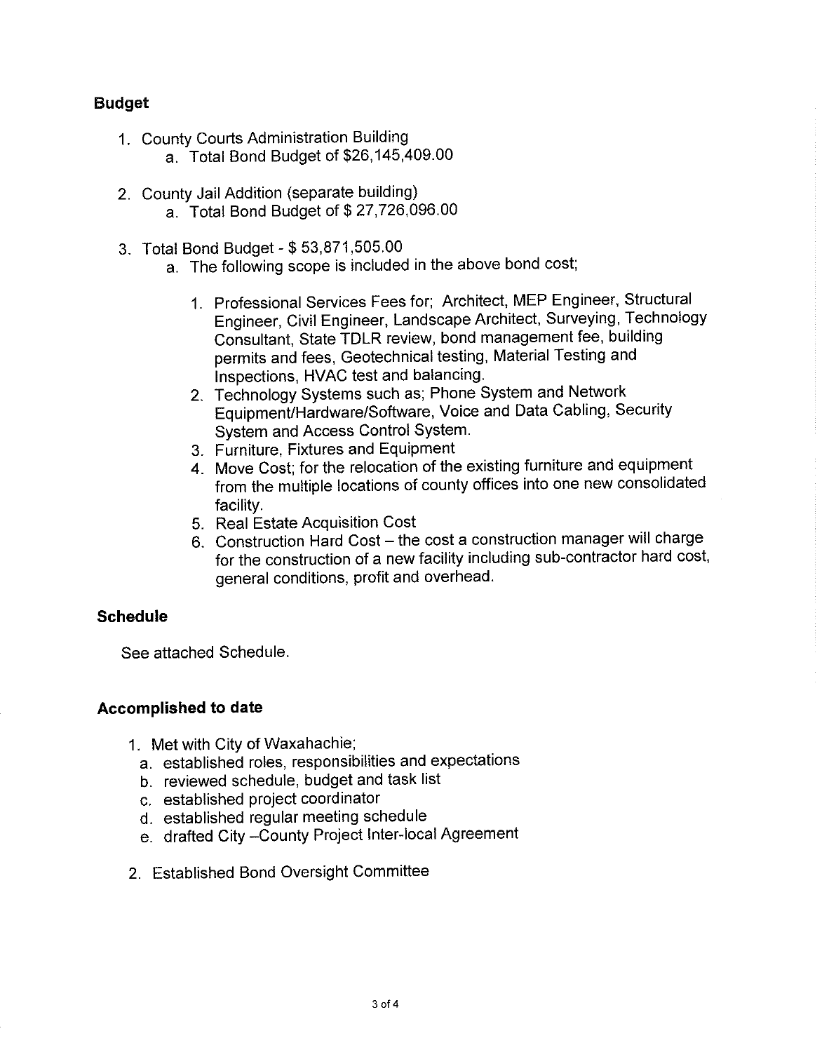## Budget

1. County Courts Administration Building
   a. Total Bond Budget of $26,145,409.00

2. County Jail Addition (separate building)
   a. Total Bond Budget of $ 27,726,096.00

3. Total Bond Budget - $ 53,871,505.00
   a. The following scope is included in the above bond cost;

      1. Professional Services Fees for; Architect, MEP Engineer, Structural Engineer, Civil Engineer, Landscape Architect, Surveying, Technology Consultant, State TDLR review, bond management fee, building permits and fees, Geotechnical testing, Material Testing and Inspections, HVAC test and balancing.
      2. Technology Systems such as; Phone System and Network Equipment/Hardware/Software, Voice and Data Cabling, Security System and Access Control System.
      3. Furniture, Fixtures and Equipment
      4. Move Cost; for the relocation of the existing furniture and equipment from the multiple locations of county offices into one new consolidated facility.
      5. Real Estate Acquisition Cost
      6. Construction Hard Cost – the cost a construction manager will charge for the construction of a new facility including sub-contractor hard cost, general conditions, profit and overhead.

## Schedule

See attached Schedule.

## Accomplished to date

1. Met with City of Waxahachie;
   a. established roles, responsibilities and expectations
   b. reviewed schedule, budget and task list
   c. established project coordinator
   d. established regular meeting schedule
   e. drafted City –County Project Inter-local Agreement

2. Established Bond Oversight Committee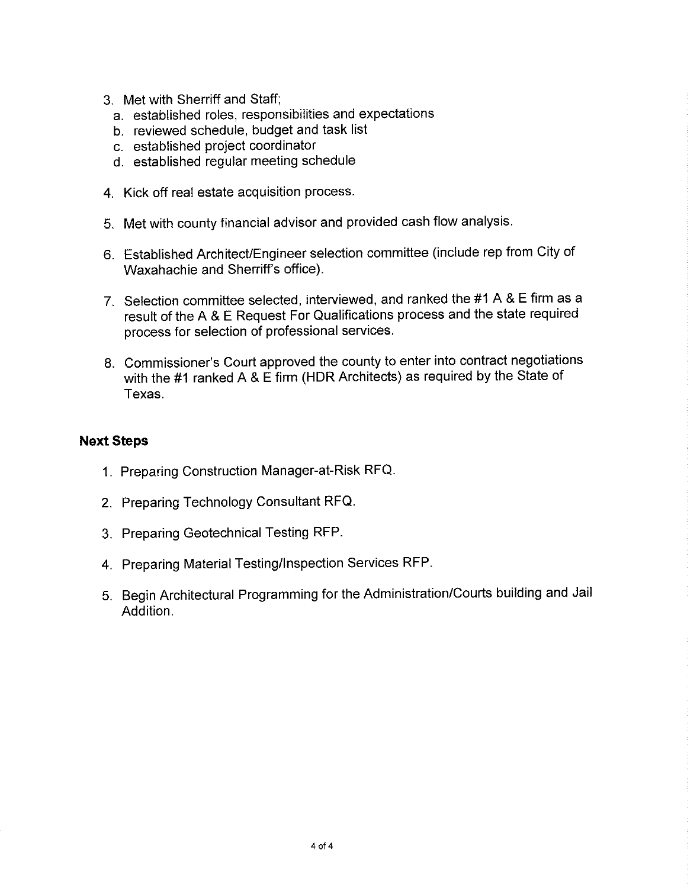3. Met with Sherriff and Staff;
   a. established roles, responsibilities and expectations
   b. reviewed schedule, budget and task list
   c. established project coordinator
   d. established regular meeting schedule

4. Kick off real estate acquisition process.

5. Met with county financial advisor and provided cash flow analysis.

6. Established Architect/Engineer selection committee (include rep from City of Waxahachie and Sherriff's office).

7. Selection committee selected, interviewed, and ranked the #1 A & E firm as a result of the A & E Request For Qualifications process and the state required process for selection of professional services.

8. Commissioner's Court approved the county to enter into contract negotiations with the #1 ranked A & E firm (HDR Architects) as required by the State of Texas.

**Next Steps**

1. Preparing Construction Manager-at-Risk RFQ.

2. Preparing Technology Consultant RFQ.

3. Preparing Geotechnical Testing RFP.

4. Preparing Material Testing/Inspection Services RFP.

5. Begin Architectural Programming for the Administration/Courts building and Jail Addition.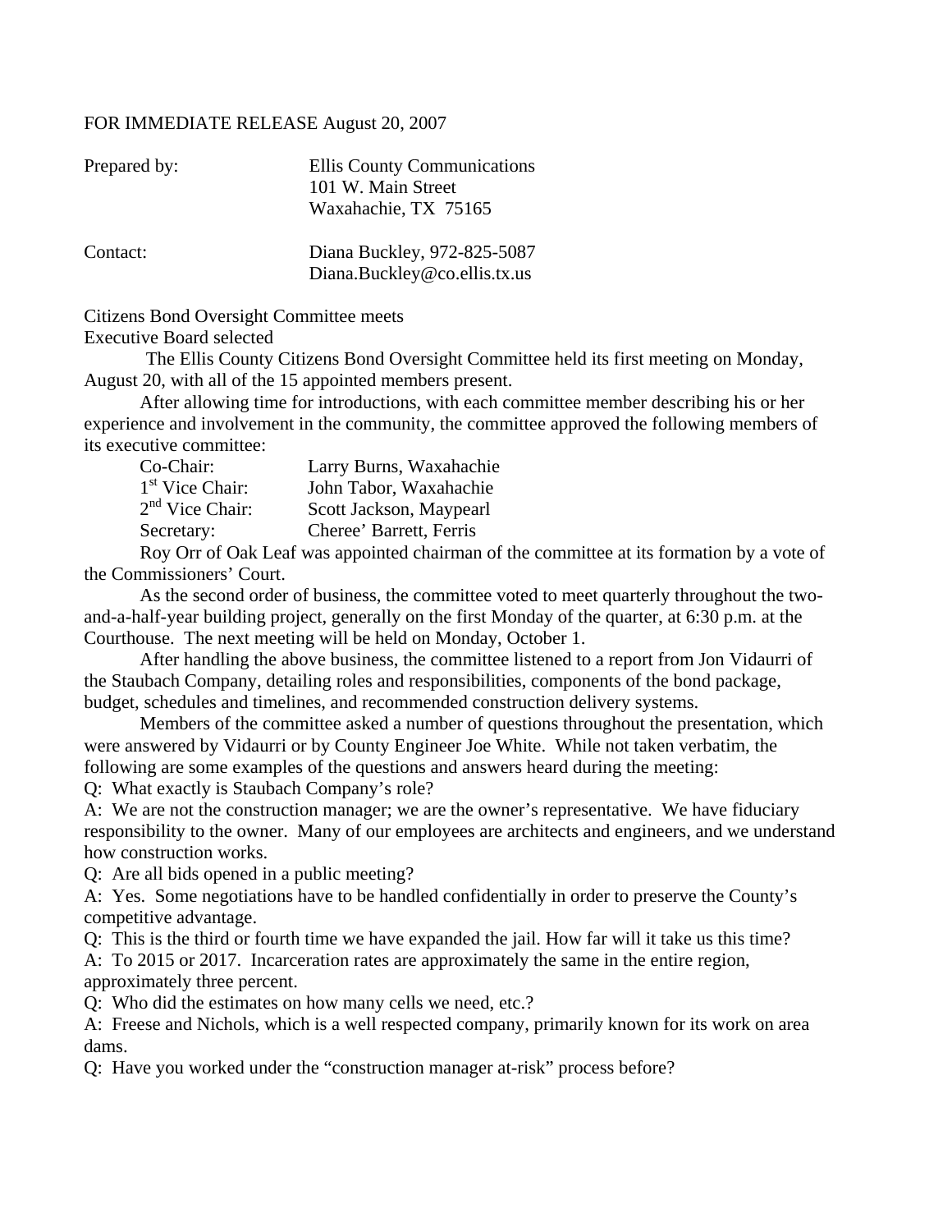FOR IMMEDIATE RELEASE August 20, 2007

| | |
|---|---|
| Prepared by: | Ellis County Communications<br>101 W. Main Street<br>Waxahachie, TX 75165 |
| Contact: | Diana Buckley, 972-825-5087<br>Diana.Buckley@co.ellis.tx.us |

Citizens Bond Oversight Committee meets

Executive Board selected

The Ellis County Citizens Bond Oversight Committee held its first meeting on Monday, August 20, with all of the 15 appointed members present.

After allowing time for introductions, with each committee member describing his or her experience and involvement in the community, the committee approved the following members of its executive committee:

| | |
|---|---|
| Co-Chair: | Larry Burns, Waxahachie |
| 1st Vice Chair: | John Tabor, Waxahachie |
| 2nd Vice Chair: | Scott Jackson, Maypearl |
| Secretary: | Cheree' Barrett, Ferris |

Roy Orr of Oak Leaf was appointed chairman of the committee at its formation by a vote of the Commissioners' Court.

As the second order of business, the committee voted to meet quarterly throughout the two-and-a-half-year building project, generally on the first Monday of the quarter, at 6:30 p.m. at the Courthouse. The next meeting will be held on Monday, October 1.

After handling the above business, the committee listened to a report from Jon Vidaurri of the Staubach Company, detailing roles and responsibilities, components of the bond package, budget, schedules and timelines, and recommended construction delivery systems.

Members of the committee asked a number of questions throughout the presentation, which were answered by Vidaurri or by County Engineer Joe White. While not taken verbatim, the following are some examples of the questions and answers heard during the meeting:

Q: What exactly is Staubach Company's role?

A: We are not the construction manager; we are the owner's representative. We have fiduciary responsibility to the owner. Many of our employees are architects and engineers, and we understand how construction works.

Q: Are all bids opened in a public meeting?

A: Yes. Some negotiations have to be handled confidentially in order to preserve the County's competitive advantage.

Q: This is the third or fourth time we have expanded the jail. How far will it take us this time?

A: To 2015 or 2017. Incarceration rates are approximately the same in the entire region, approximately three percent.

Q: Who did the estimates on how many cells we need, etc.?

A: Freese and Nichols, which is a well respected company, primarily known for its work on area dams.

Q: Have you worked under the "construction manager at-risk" process before?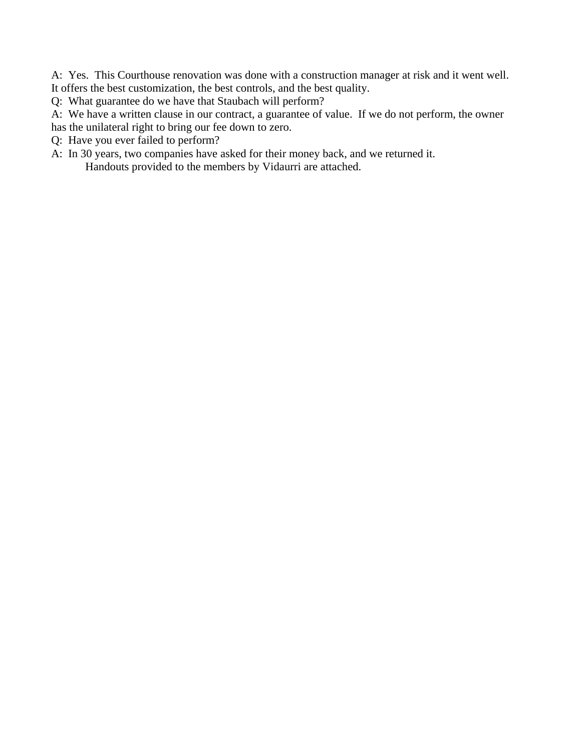A: Yes. This Courthouse renovation was done with a construction manager at risk and it went well. It offers the best customization, the best controls, and the best quality.

Q: What guarantee do we have that Staubach will perform?

A: We have a written clause in our contract, a guarantee of value. If we do not perform, the owner has the unilateral right to bring our fee down to zero.

Q: Have you ever failed to perform?

A: In 30 years, two companies have asked for their money back, and we returned it.

Handouts provided to the members by Vidaurri are attached.